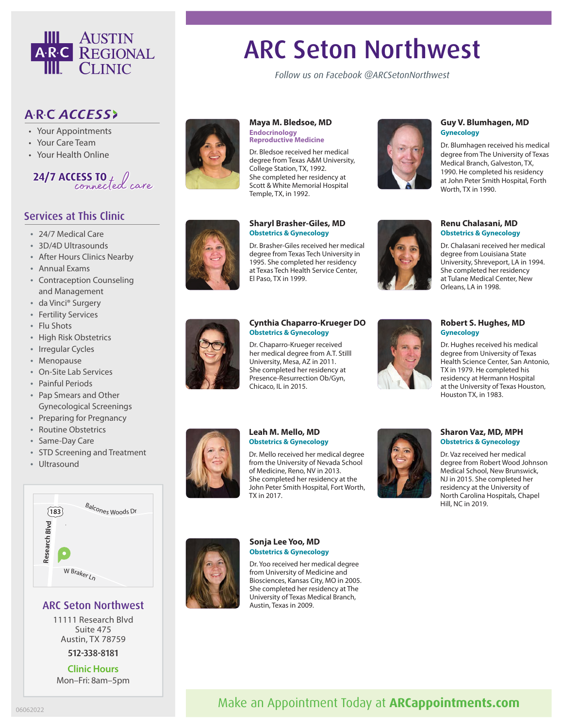# ARC Seton Northwest

*Follow us on Facebook @ARCSetonNorthwest*

**Austin Regional Clinic**

## A·R·C ACCESS

- Your Appointments
- Your Care Team
- Your Health Online

**24/7 ACCESS TO** *connected care*

## Services at This Clinic

- 24/7 Medical Care
- 3D/4D Ultrasounds
- After Hours Clinics Nearby
- Annual Exams
- Contraception Counseling and Management
- da Vinci® Surgery
- Fertility Services
- Flu Shots
- High Risk Obstetrics
- Irregular Cycles
- Menopause
- On-Site Lab Services
- Painful Periods
- Pap Smears and Other Gynecological Screenings
- Preparing for Pregnancy
- Routine Obstetrics
- Same-Day Care
- STD Screening and Treatment
- Ultrasound

183 · Balcones Woods Dr · Research Blvd · W Braker Ln

### ARC Seton Northwest

11111 Research Blvd
Suite 475
Austin, TX 78759

**512-338-8181**

**Clinic Hours**
Mon–Fri: 8am–5pm

### Maya M. Bledsoe, MD
**Endocrinology**
**Reproductive Medicine**

Dr. Bledsoe received her medical degree from Texas A&M University, College Station, TX, 1992. She completed her residency at Scott & White Memorial Hospital Temple, TX, in 1992.

### Guy V. Blumhagen, MD
**Gynecology**

Dr. Blumhagen received his medical degree from The University of Texas Medical Branch, Galveston, TX, 1990. He completed his residency at John Peter Smith Hospital, Forth Worth, TX in 1990.

### Sharyl Brasher-Giles, MD
**Obstetrics & Gynecology**

Dr. Brasher-Giles received her medical degree from Texas Tech University in 1995. She completed her residency at Texas Tech Health Service Center, El Paso, TX in 1999.

### Renu Chalasani, MD
**Obstetrics & Gynecology**

Dr. Chalasani received her medical degree from Louisiana State University, Shreveport, LA in 1994. She completed her residency at Tulane Medical Center, New Orleans, LA in 1998.

### Cynthia Chaparro-Krueger DO
**Obstetrics & Gynecology**

Dr. Chaparro-Krueger received her medical degree from A.T. Stilll University, Mesa, AZ in 2011. She completed her residency at Presence-Resurrection Ob/Gyn, Chicaco, IL in 2015.

### Robert S. Hughes, MD
**Gynecology**

Dr. Hughes received his medical degree from University of Texas Health Science Center, San Antonio, TX in 1979. He completed his residency at Hermann Hospital at the University of Texas Houston, Houston TX, in 1983.

### Leah M. Mello, MD
**Obstetrics & Gynecology**

Dr. Mello received her medical degree from the University of Nevada School of Medicine, Reno, NV in 2013. She completed her residency at the John Peter Smith Hospital, Fort Worth, TX in 2017.

### Sharon Vaz, MD, MPH
**Obstetrics & Gynecology**

Dr. Vaz received her medical degree from Robert Wood Johnson Medical School, New Brunswick, NJ in 2015. She completed her residency at the University of North Carolina Hospitals, Chapel Hill, NC in 2019.

### Sonja Lee Yoo, MD
**Obstetrics & Gynecology**

Dr. Yoo received her medical degree from University of Medicine and Biosciences, Kansas City, MO in 2005. She completed her residency at The University of Texas Medical Branch, Austin, Texas in 2009.

Make an Appointment Today at **ARCappointments.com**

06062022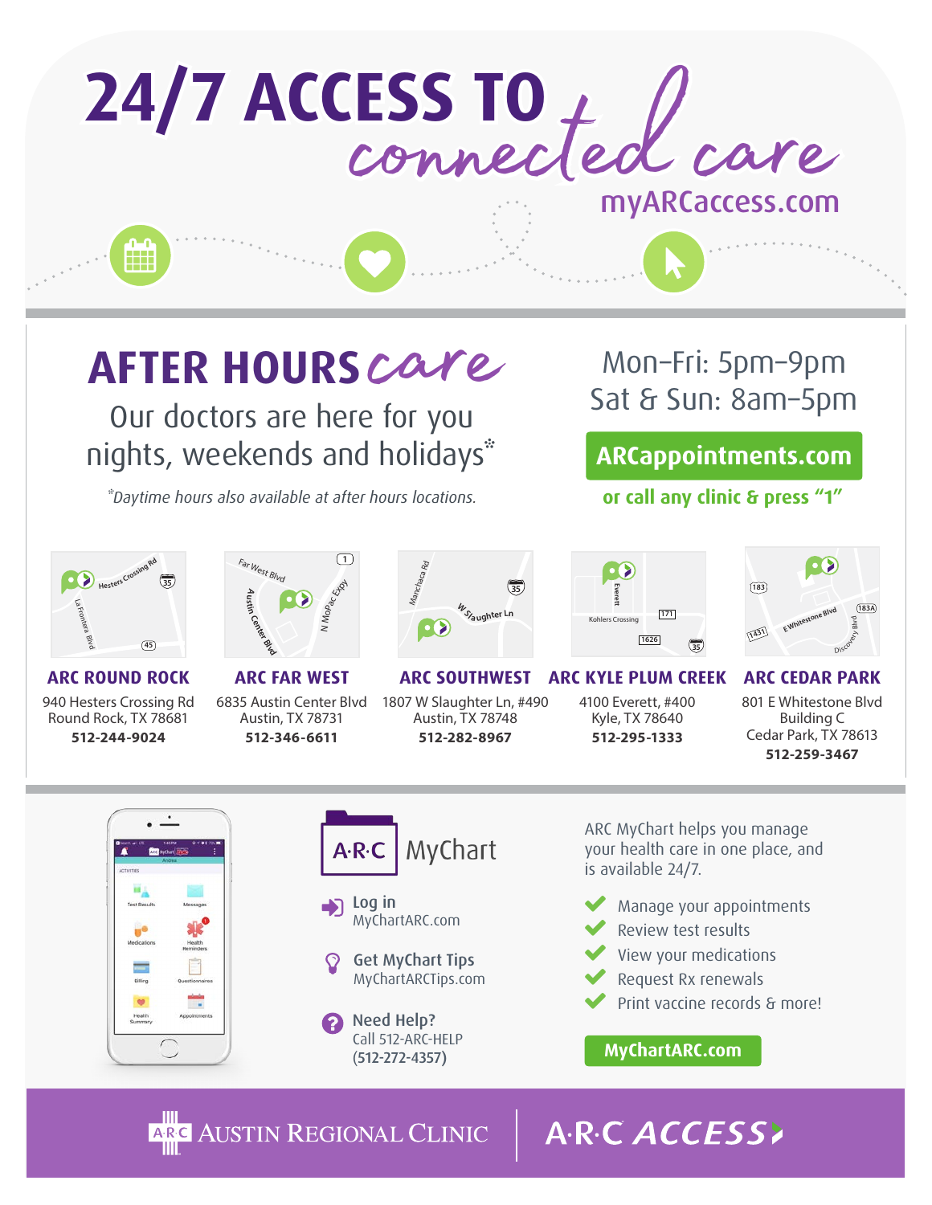# 24/7 ACCESS TO *connected care*

myARCaccess.com

## AFTER HOURS *care*

Our doctors are here for you nights, weekends and holidays*

*Daytime hours also available at after hours locations.

Mon–Fri: 5pm–9pm
Sat & Sun: 8am–5pm

**ARCappointments.com**

**or call any clinic & press "1"**

### ARC ROUND ROCK
940 Hesters Crossing Rd
Round Rock, TX 78681
**512-244-9024**

### ARC FAR WEST
6835 Austin Center Blvd
Austin, TX 78731
**512-346-6611**

### ARC SOUTHWEST
1807 W Slaughter Ln, #490
Austin, TX 78748
**512-282-8967**

### ARC KYLE PLUM CREEK
4100 Everett, #400
Kyle, TX 78640
**512-295-1333**

### ARC CEDAR PARK
801 E Whitestone Blvd
Building C
Cedar Park, TX 78613
**512-259-3467**

## A·R·C MyChart

**Log in**
MyChartARC.com

**Get MyChart Tips**
MyChartARCTips.com

**Need Help?**
Call 512-ARC-HELP
(512-272-4357)

ARC MyChart helps you manage your health care in one place, and is available 24/7.

- Manage your appointments
- Review test results
- View your medications
- Request Rx renewals
- Print vaccine records & more!

**MyChartARC.com**

AUSTIN REGIONAL CLINIC | A·R·C ACCESS